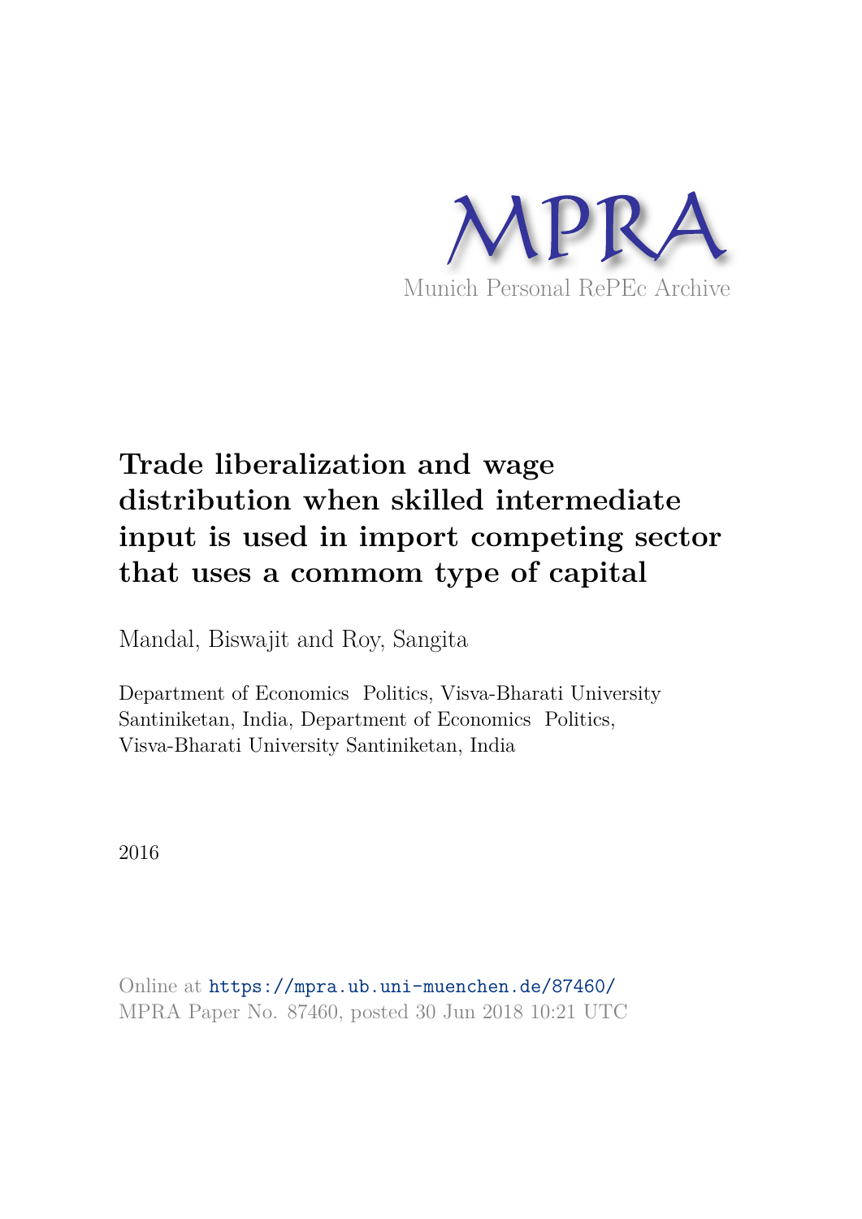MPRA

Munich Personal RePEc Archive

# Trade liberalization and wage distribution when skilled intermediate input is used in import competing sector that uses a commom type of capital

Mandal, Biswajit and Roy, Sangita

Department of Economics Politics, Visva-Bharati University Santiniketan, India, Department of Economics Politics, Visva-Bharati University Santiniketan, India

2016

Online at https://mpra.ub.uni-muenchen.de/87460/
MPRA Paper No. 87460, posted 30 Jun 2018 10:21 UTC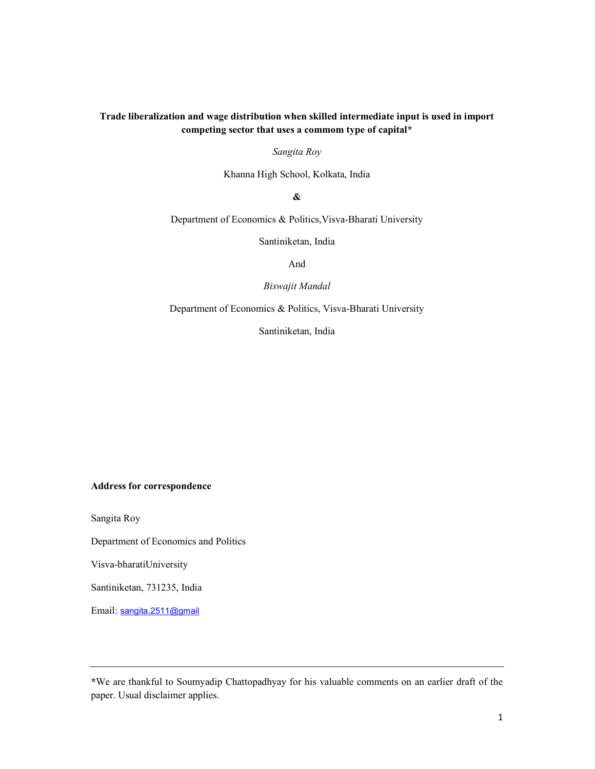**Trade liberalization and wage distribution when skilled intermediate input is used in import competing sector that uses a commom type of capital***

*Sangita Roy*

Khanna High School, Kolkata, India

**&**

Department of Economics & Politics,Visva-Bharati University

Santiniketan, India

And

*Biswajit Mandal*

Department of Economics & Politics, Visva-Bharati University

Santiniketan, India

**Address for correspondence**

Sangita Roy

Department of Economics and Politics

Visva-bharatiUniversity

Santiniketan, 731235, India

Email: sangita.2511@gmail

---

*We are thankful to Soumyadip Chattopadhyay for his valuable comments on an earlier draft of the paper. Usual disclaimer applies.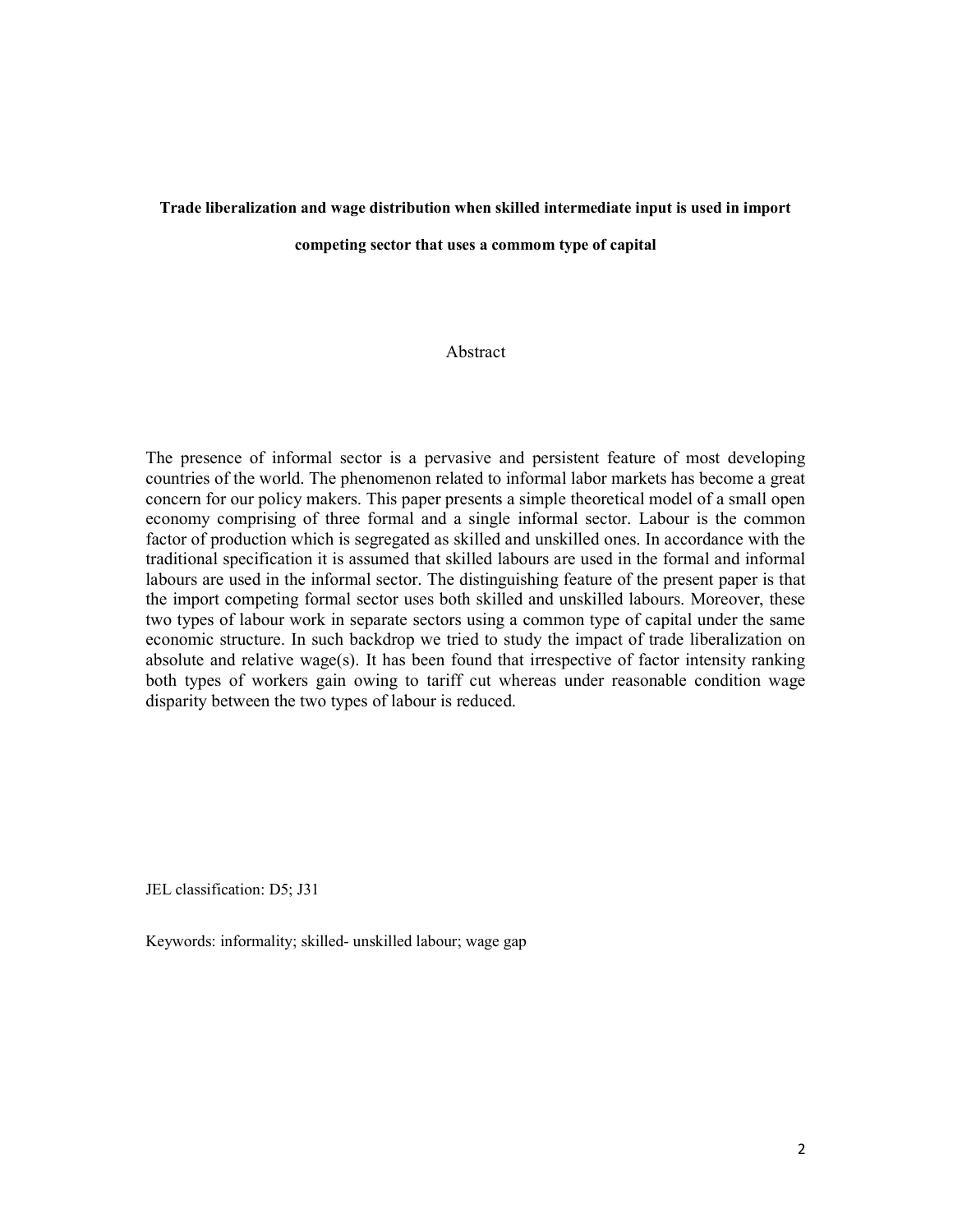**Trade liberalization and wage distribution when skilled intermediate input is used in import competing sector that uses a commom type of capital**

Abstract

The presence of informal sector is a pervasive and persistent feature of most developing countries of the world. The phenomenon related to informal labor markets has become a great concern for our policy makers. This paper presents a simple theoretical model of a small open economy comprising of three formal and a single informal sector. Labour is the common factor of production which is segregated as skilled and unskilled ones. In accordance with the traditional specification it is assumed that skilled labours are used in the formal and informal labours are used in the informal sector. The distinguishing feature of the present paper is that the import competing formal sector uses both skilled and unskilled labours. Moreover, these two types of labour work in separate sectors using a common type of capital under the same economic structure. In such backdrop we tried to study the impact of trade liberalization on absolute and relative wage(s). It has been found that irrespective of factor intensity ranking both types of workers gain owing to tariff cut whereas under reasonable condition wage disparity between the two types of labour is reduced.

JEL classification: D5; J31

Keywords: informality; skilled- unskilled labour; wage gap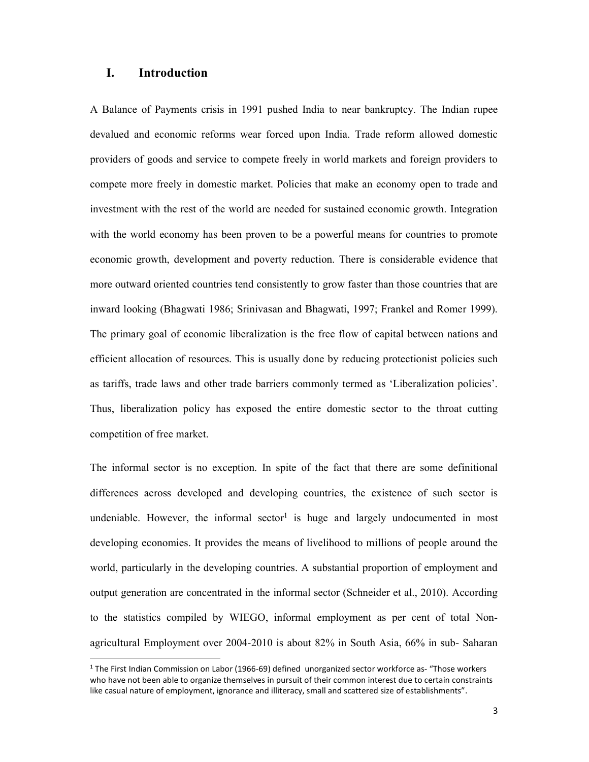## I. Introduction

A Balance of Payments crisis in 1991 pushed India to near bankruptcy. The Indian rupee devalued and economic reforms wear forced upon India. Trade reform allowed domestic providers of goods and service to compete freely in world markets and foreign providers to compete more freely in domestic market. Policies that make an economy open to trade and investment with the rest of the world are needed for sustained economic growth. Integration with the world economy has been proven to be a powerful means for countries to promote economic growth, development and poverty reduction. There is considerable evidence that more outward oriented countries tend consistently to grow faster than those countries that are inward looking (Bhagwati 1986; Srinivasan and Bhagwati, 1997; Frankel and Romer 1999). The primary goal of economic liberalization is the free flow of capital between nations and efficient allocation of resources. This is usually done by reducing protectionist policies such as tariffs, trade laws and other trade barriers commonly termed as 'Liberalization policies'. Thus, liberalization policy has exposed the entire domestic sector to the throat cutting competition of free market.

The informal sector is no exception. In spite of the fact that there are some definitional differences across developed and developing countries, the existence of such sector is undeniable. However, the informal sector[1] is huge and largely undocumented in most developing economies. It provides the means of livelihood to millions of people around the world, particularly in the developing countries. A substantial proportion of employment and output generation are concentrated in the informal sector (Schneider et al., 2010). According to the statistics compiled by WIEGO, informal employment as per cent of total Non-agricultural Employment over 2004-2010 is about 82% in South Asia, 66% in sub- Saharan

[1] The First Indian Commission on Labor (1966-69) defined unorganized sector workforce as- "Those workers who have not been able to organize themselves in pursuit of their common interest due to certain constraints like casual nature of employment, ignorance and illiteracy, small and scattered size of establishments".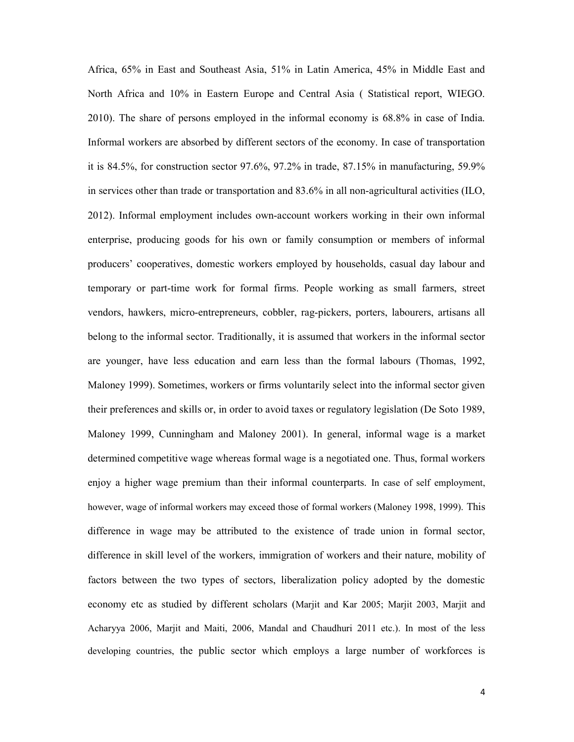Africa, 65% in East and Southeast Asia, 51% in Latin America, 45% in Middle East and North Africa and 10% in Eastern Europe and Central Asia ( Statistical report, WIEGO. 2010). The share of persons employed in the informal economy is 68.8% in case of India. Informal workers are absorbed by different sectors of the economy. In case of transportation it is 84.5%, for construction sector 97.6%, 97.2% in trade, 87.15% in manufacturing, 59.9% in services other than trade or transportation and 83.6% in all non-agricultural activities (ILO, 2012). Informal employment includes own-account workers working in their own informal enterprise, producing goods for his own or family consumption or members of informal producers' cooperatives, domestic workers employed by households, casual day labour and temporary or part-time work for formal firms. People working as small farmers, street vendors, hawkers, micro-entrepreneurs, cobbler, rag-pickers, porters, labourers, artisans all belong to the informal sector. Traditionally, it is assumed that workers in the informal sector are younger, have less education and earn less than the formal labours (Thomas, 1992, Maloney 1999). Sometimes, workers or firms voluntarily select into the informal sector given their preferences and skills or, in order to avoid taxes or regulatory legislation (De Soto 1989, Maloney 1999, Cunningham and Maloney 2001). In general, informal wage is a market determined competitive wage whereas formal wage is a negotiated one. Thus, formal workers enjoy a higher wage premium than their informal counterparts. In case of self employment, however, wage of informal workers may exceed those of formal workers (Maloney 1998, 1999). This difference in wage may be attributed to the existence of trade union in formal sector, difference in skill level of the workers, immigration of workers and their nature, mobility of factors between the two types of sectors, liberalization policy adopted by the domestic economy etc as studied by different scholars (Marjit and Kar 2005; Marjit 2003, Marjit and Acharyya 2006, Marjit and Maiti, 2006, Mandal and Chaudhuri 2011 etc.). In most of the less developing countries, the public sector which employs a large number of workforces is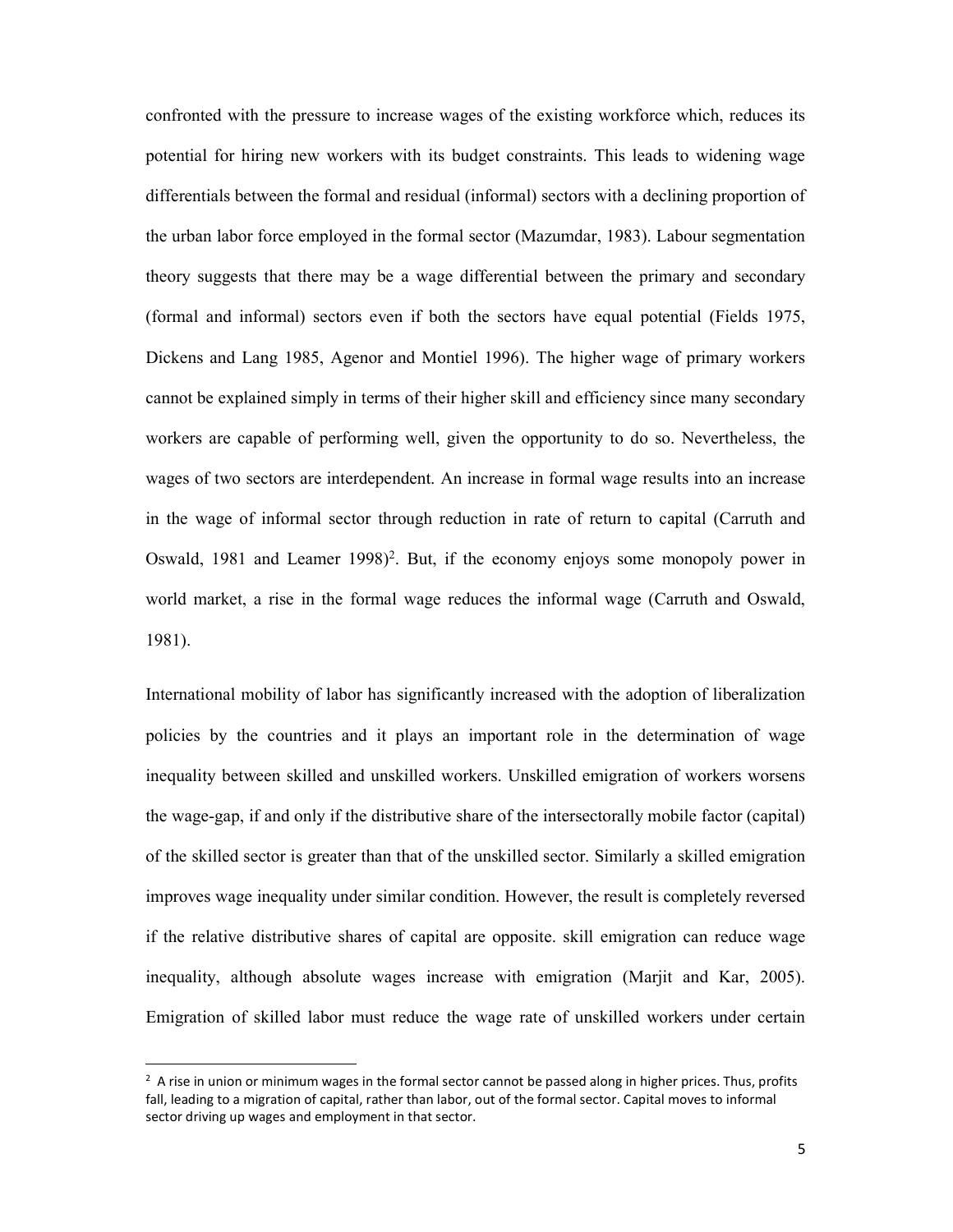confronted with the pressure to increase wages of the existing workforce which, reduces its potential for hiring new workers with its budget constraints. This leads to widening wage differentials between the formal and residual (informal) sectors with a declining proportion of the urban labor force employed in the formal sector (Mazumdar, 1983). Labour segmentation theory suggests that there may be a wage differential between the primary and secondary (formal and informal) sectors even if both the sectors have equal potential (Fields 1975, Dickens and Lang 1985, Agenor and Montiel 1996). The higher wage of primary workers cannot be explained simply in terms of their higher skill and efficiency since many secondary workers are capable of performing well, given the opportunity to do so. Nevertheless, the wages of two sectors are interdependent. An increase in formal wage results into an increase in the wage of informal sector through reduction in rate of return to capital (Carruth and Oswald, 1981 and Leamer 1998)[2]. But, if the economy enjoys some monopoly power in world market, a rise in the formal wage reduces the informal wage (Carruth and Oswald, 1981).

International mobility of labor has significantly increased with the adoption of liberalization policies by the countries and it plays an important role in the determination of wage inequality between skilled and unskilled workers. Unskilled emigration of workers worsens the wage-gap, if and only if the distributive share of the intersectorally mobile factor (capital) of the skilled sector is greater than that of the unskilled sector. Similarly a skilled emigration improves wage inequality under similar condition. However, the result is completely reversed if the relative distributive shares of capital are opposite. skill emigration can reduce wage inequality, although absolute wages increase with emigration (Marjit and Kar, 2005). Emigration of skilled labor must reduce the wage rate of unskilled workers under certain

[2] A rise in union or minimum wages in the formal sector cannot be passed along in higher prices. Thus, profits fall, leading to a migration of capital, rather than labor, out of the formal sector. Capital moves to informal sector driving up wages and employment in that sector.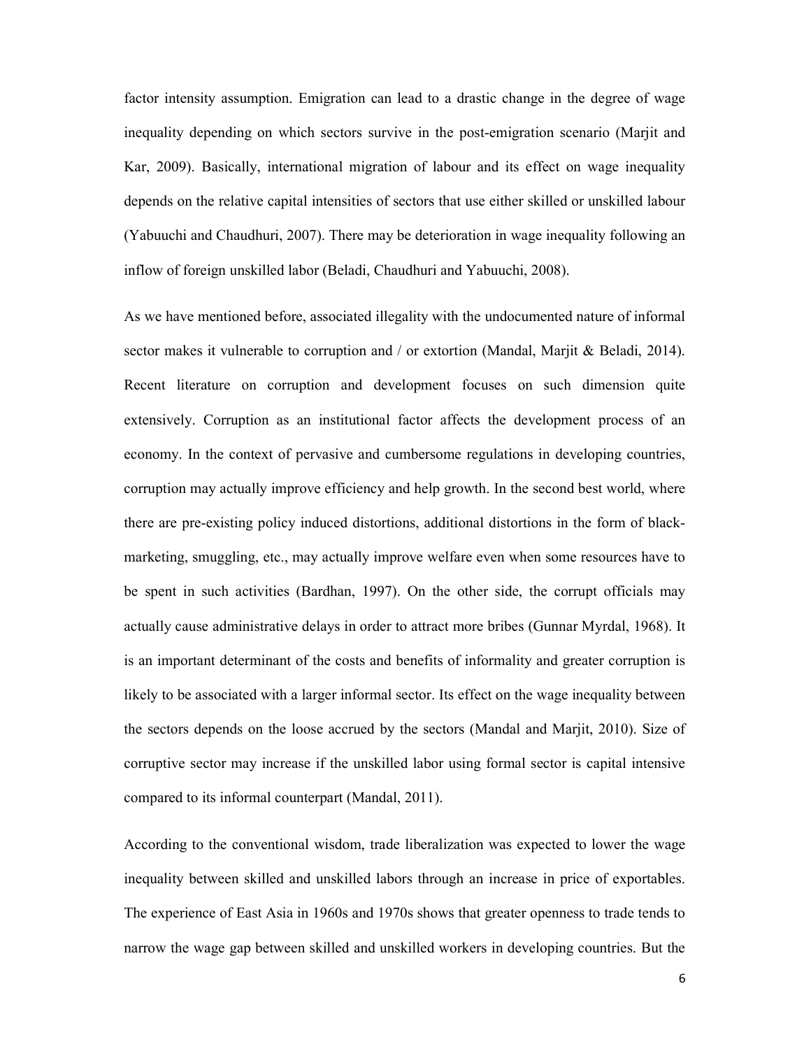factor intensity assumption. Emigration can lead to a drastic change in the degree of wage inequality depending on which sectors survive in the post-emigration scenario (Marjit and Kar, 2009). Basically, international migration of labour and its effect on wage inequality depends on the relative capital intensities of sectors that use either skilled or unskilled labour (Yabuuchi and Chaudhuri, 2007). There may be deterioration in wage inequality following an inflow of foreign unskilled labor (Beladi, Chaudhuri and Yabuuchi, 2008).

As we have mentioned before, associated illegality with the undocumented nature of informal sector makes it vulnerable to corruption and / or extortion (Mandal, Marjit & Beladi, 2014). Recent literature on corruption and development focuses on such dimension quite extensively. Corruption as an institutional factor affects the development process of an economy. In the context of pervasive and cumbersome regulations in developing countries, corruption may actually improve efficiency and help growth. In the second best world, where there are pre-existing policy induced distortions, additional distortions in the form of black-marketing, smuggling, etc., may actually improve welfare even when some resources have to be spent in such activities (Bardhan, 1997). On the other side, the corrupt officials may actually cause administrative delays in order to attract more bribes (Gunnar Myrdal, 1968). It is an important determinant of the costs and benefits of informality and greater corruption is likely to be associated with a larger informal sector. Its effect on the wage inequality between the sectors depends on the loose accrued by the sectors (Mandal and Marjit, 2010). Size of corruptive sector may increase if the unskilled labor using formal sector is capital intensive compared to its informal counterpart (Mandal, 2011).

According to the conventional wisdom, trade liberalization was expected to lower the wage inequality between skilled and unskilled labors through an increase in price of exportables. The experience of East Asia in 1960s and 1970s shows that greater openness to trade tends to narrow the wage gap between skilled and unskilled workers in developing countries. But the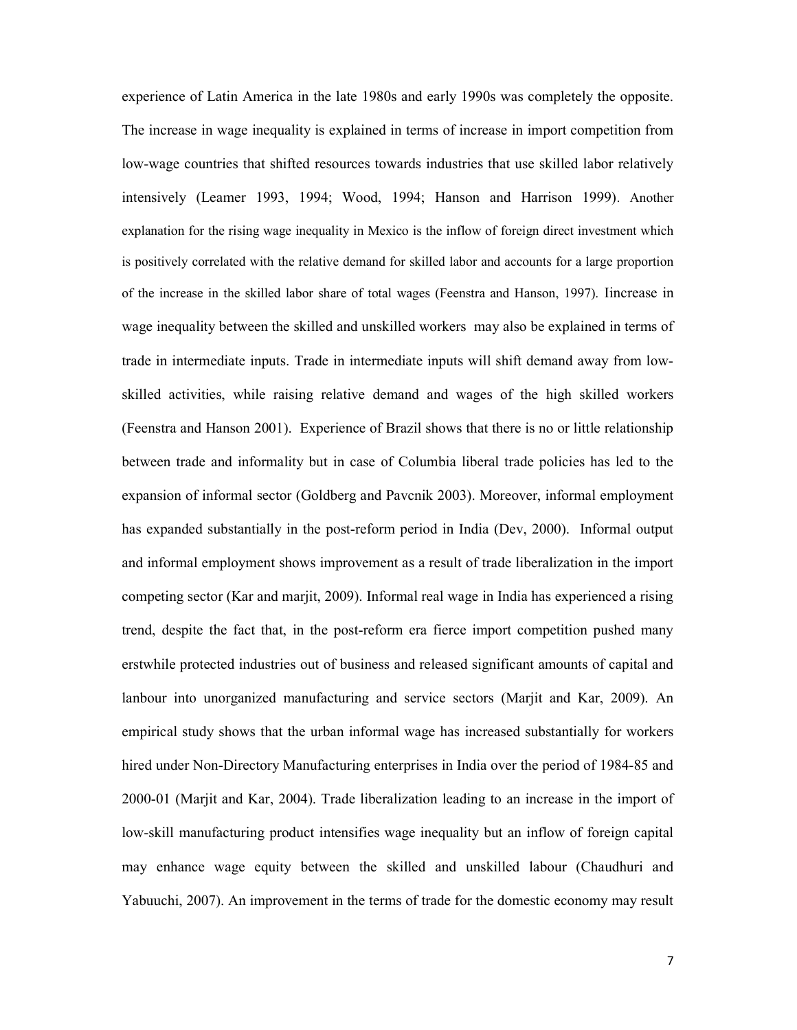experience of Latin America in the late 1980s and early 1990s was completely the opposite. The increase in wage inequality is explained in terms of increase in import competition from low-wage countries that shifted resources towards industries that use skilled labor relatively intensively (Leamer 1993, 1994; Wood, 1994; Hanson and Harrison 1999). Another explanation for the rising wage inequality in Mexico is the inflow of foreign direct investment which is positively correlated with the relative demand for skilled labor and accounts for a large proportion of the increase in the skilled labor share of total wages (Feenstra and Hanson, 1997). Iincrease in wage inequality between the skilled and unskilled workers may also be explained in terms of trade in intermediate inputs. Trade in intermediate inputs will shift demand away from low-skilled activities, while raising relative demand and wages of the high skilled workers (Feenstra and Hanson 2001). Experience of Brazil shows that there is no or little relationship between trade and informality but in case of Columbia liberal trade policies has led to the expansion of informal sector (Goldberg and Pavcnik 2003). Moreover, informal employment has expanded substantially in the post-reform period in India (Dev, 2000). Informal output and informal employment shows improvement as a result of trade liberalization in the import competing sector (Kar and marjit, 2009). Informal real wage in India has experienced a rising trend, despite the fact that, in the post-reform era fierce import competition pushed many erstwhile protected industries out of business and released significant amounts of capital and lanbour into unorganized manufacturing and service sectors (Marjit and Kar, 2009). An empirical study shows that the urban informal wage has increased substantially for workers hired under Non-Directory Manufacturing enterprises in India over the period of 1984-85 and 2000-01 (Marjit and Kar, 2004). Trade liberalization leading to an increase in the import of low-skill manufacturing product intensifies wage inequality but an inflow of foreign capital may enhance wage equity between the skilled and unskilled labour (Chaudhuri and Yabuuchi, 2007). An improvement in the terms of trade for the domestic economy may result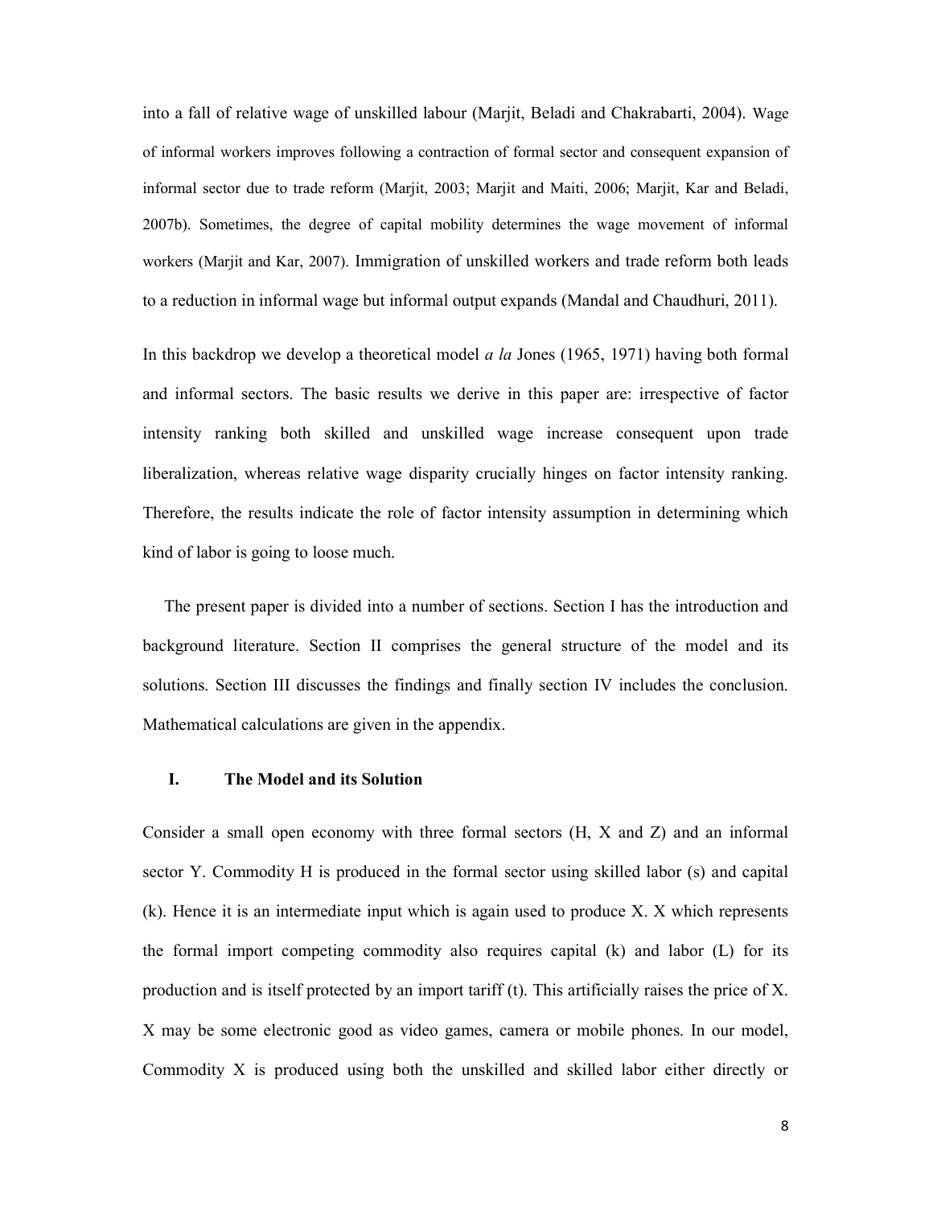into a fall of relative wage of unskilled labour (Marjit, Beladi and Chakrabarti, 2004). Wage of informal workers improves following a contraction of formal sector and consequent expansion of informal sector due to trade reform (Marjit, 2003; Marjit and Maiti, 2006; Marjit, Kar and Beladi, 2007b). Sometimes, the degree of capital mobility determines the wage movement of informal workers (Marjit and Kar, 2007). Immigration of unskilled workers and trade reform both leads to a reduction in informal wage but informal output expands (Mandal and Chaudhuri, 2011).

In this backdrop we develop a theoretical model *a la* Jones (1965, 1971) having both formal and informal sectors. The basic results we derive in this paper are: irrespective of factor intensity ranking both skilled and unskilled wage increase consequent upon trade liberalization, whereas relative wage disparity crucially hinges on factor intensity ranking. Therefore, the results indicate the role of factor intensity assumption in determining which kind of labor is going to loose much.

The present paper is divided into a number of sections. Section I has the introduction and background literature. Section II comprises the general structure of the model and its solutions. Section III discusses the findings and finally section IV includes the conclusion. Mathematical calculations are given in the appendix.

## I. The Model and its Solution

Consider a small open economy with three formal sectors (H, X and Z) and an informal sector Y. Commodity H is produced in the formal sector using skilled labor (s) and capital (k). Hence it is an intermediate input which is again used to produce X. X which represents the formal import competing commodity also requires capital (k) and labor (L) for its production and is itself protected by an import tariff (t). This artificially raises the price of X. X may be some electronic good as video games, camera or mobile phones. In our model, Commodity X is produced using both the unskilled and skilled labor either directly or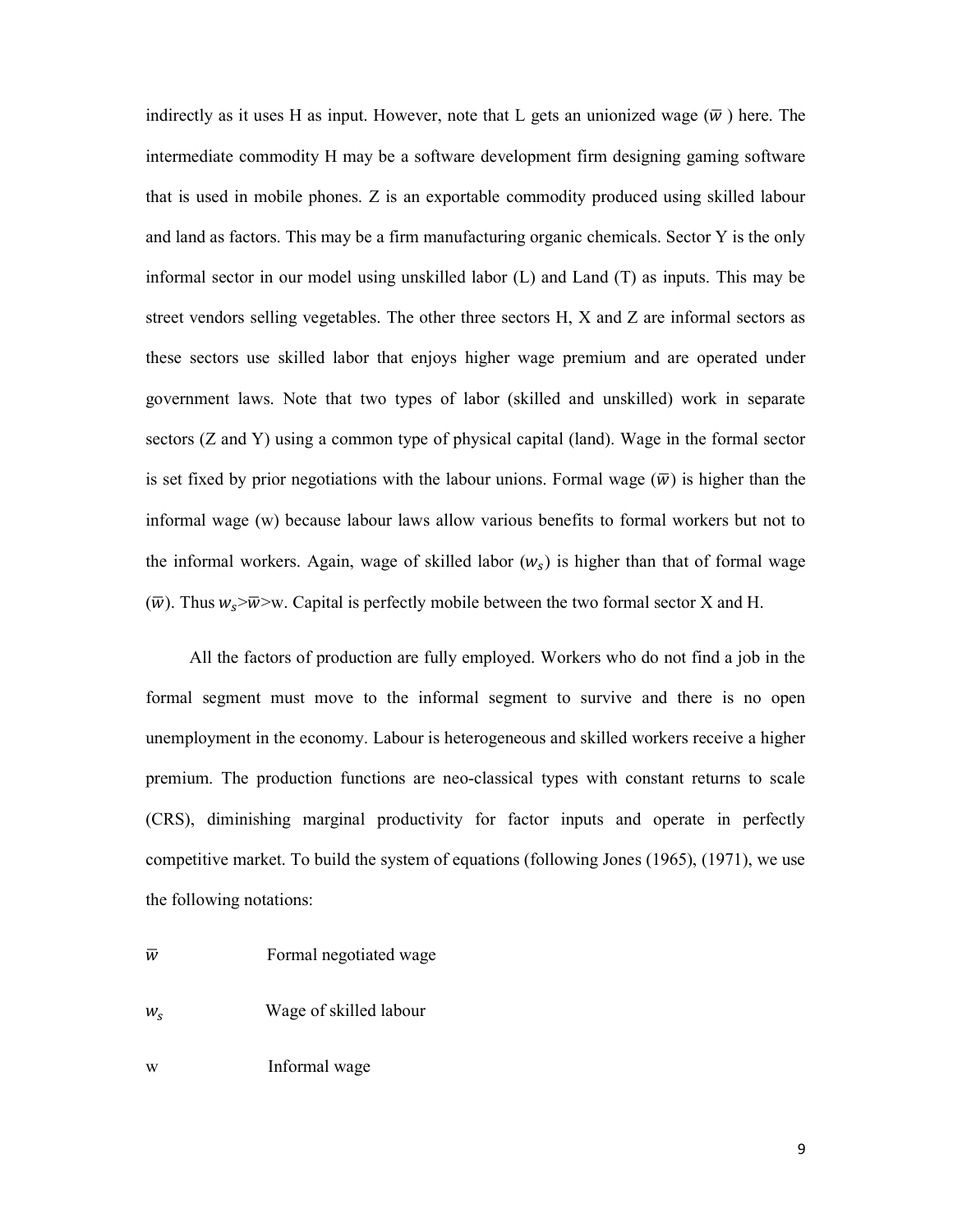indirectly as it uses H as input. However, note that L gets an unionized wage ($\overline{w}$ ) here. The intermediate commodity H may be a software development firm designing gaming software that is used in mobile phones. Z is an exportable commodity produced using skilled labour and land as factors. This may be a firm manufacturing organic chemicals. Sector Y is the only informal sector in our model using unskilled labor (L) and Land (T) as inputs. This may be street vendors selling vegetables. The other three sectors H, X and Z are informal sectors as these sectors use skilled labor that enjoys higher wage premium and are operated under government laws. Note that two types of labor (skilled and unskilled) work in separate sectors (Z and Y) using a common type of physical capital (land). Wage in the formal sector is set fixed by prior negotiations with the labour unions. Formal wage ($\overline{w}$) is higher than the informal wage (w) because labour laws allow various benefits to formal workers but not to the informal workers. Again, wage of skilled labor ($w_s$) is higher than that of formal wage ($\overline{w}$). Thus $w_s$>$\overline{w}$>w. Capital is perfectly mobile between the two formal sector X and H.

All the factors of production are fully employed. Workers who do not find a job in the formal segment must move to the informal segment to survive and there is no open unemployment in the economy. Labour is heterogeneous and skilled workers receive a higher premium. The production functions are neo-classical types with constant returns to scale (CRS), diminishing marginal productivity for factor inputs and operate in perfectly competitive market. To build the system of equations (following Jones (1965), (1971), we use the following notations:

$\overline{w}$ Formal negotiated wage

$w_s$ Wage of skilled labour

w Informal wage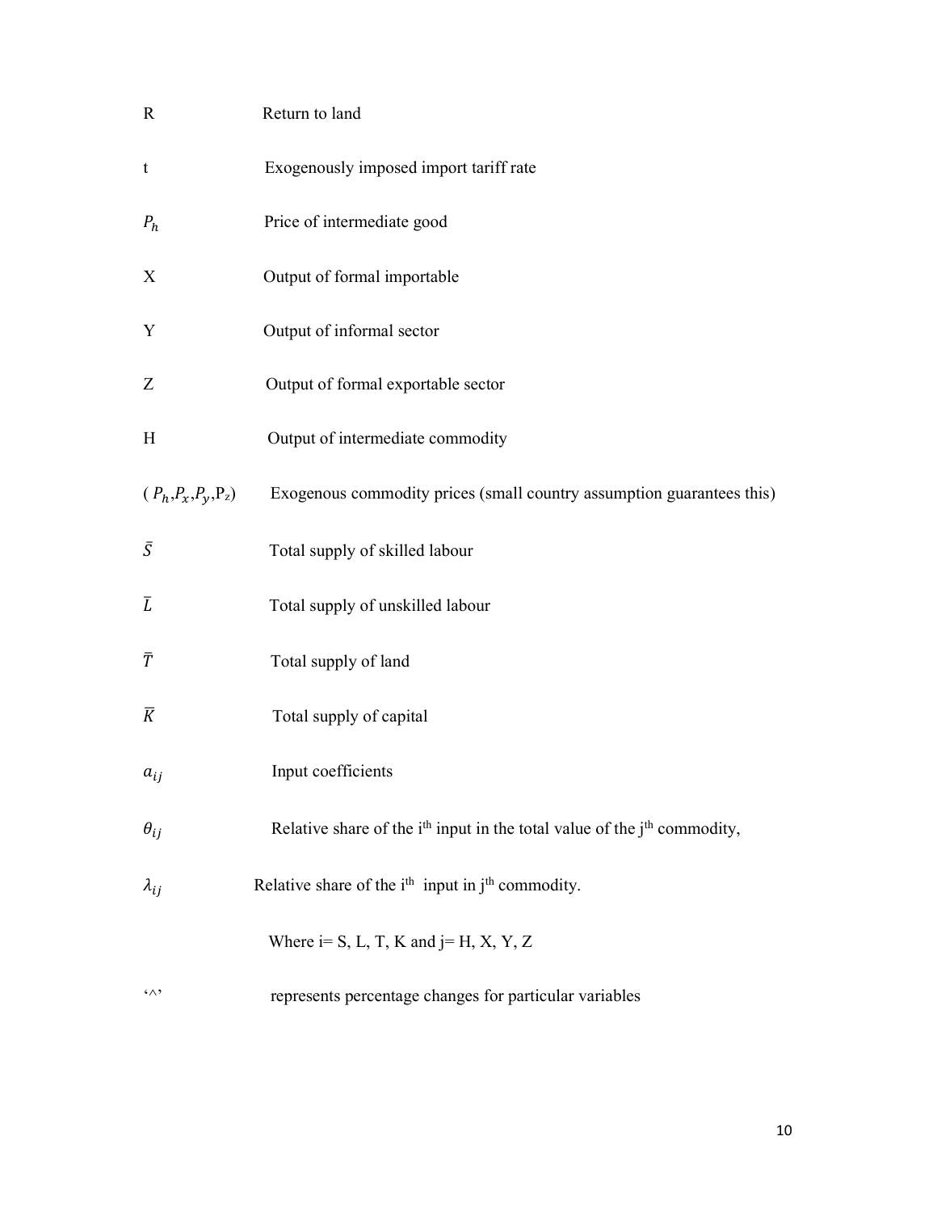| | |
|---|---|
| R | Return to land |
| t | Exogenously imposed import tariff rate |
| $P_h$ | Price of intermediate good |
| X | Output of formal importable |
| Y | Output of informal sector |
| Z | Output of formal exportable sector |
| H | Output of intermediate commodity |
| ( $P_h$,$P_x$,$P_y$,$P_z$) | Exogenous commodity prices (small country assumption guarantees this) |
| $\bar{S}$ | Total supply of skilled labour |
| $\bar{L}$ | Total supply of unskilled labour |
| $\bar{T}$ | Total supply of land |
| $\bar{K}$ | Total supply of capital |
| $a_{ij}$ | Input coefficients |
| $\theta_{ij}$ | Relative share of the $i^{th}$ input in the total value of the $j^{th}$ commodity, |
| $\lambda_{ij}$ | Relative share of the $i^{th}$ input in $j^{th}$ commodity. |
| | Where i= S, L, T, K and j= H, X, Y, Z |
| '^' | represents percentage changes for particular variables |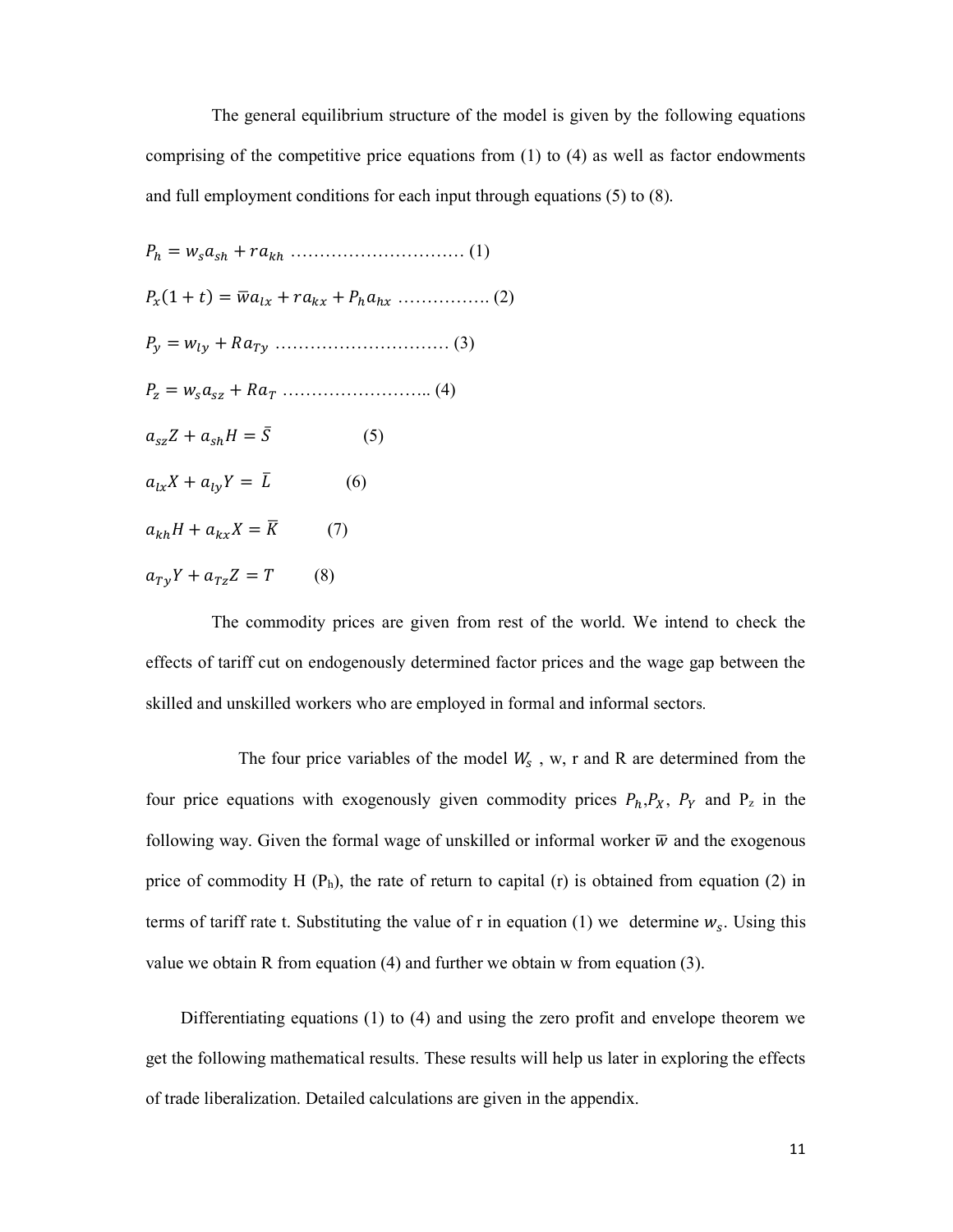The general equilibrium structure of the model is given by the following equations comprising of the competitive price equations from (1) to (4) as well as factor endowments and full employment conditions for each input through equations (5) to (8).

$$P_h = w_s a_{sh} + r a_{kh} \text{ ………………………… (1)}$$

$$P_x(1+t) = \overline{w} a_{lx} + r a_{kx} + P_h a_{hx} \text{ ……………. (2)}$$

$$P_y = w_{ly} + R a_{Ty} \text{ ………………………… (3)}$$

$$P_z = w_s a_{sz} + R a_T \text{ …………………….. (4)}$$

$$a_{sz} Z + a_{sh} H = \bar{S} \qquad (5)$$

$$a_{lx} X + a_{ly} Y = \bar{L} \qquad (6)$$

$$a_{kh} H + a_{kx} X = \bar{K} \qquad (7)$$

$$a_{Ty} Y + a_{Tz} Z = T \qquad (8)$$

The commodity prices are given from rest of the world. We intend to check the effects of tariff cut on endogenously determined factor prices and the wage gap between the skilled and unskilled workers who are employed in formal and informal sectors.

The four price variables of the model $W_s$ , w, r and R are determined from the four price equations with exogenously given commodity prices $P_h$,$P_X$, $P_Y$ and $P_z$ in the following way. Given the formal wage of unskilled or informal worker $\overline{w}$ and the exogenous price of commodity H ($P_h$), the rate of return to capital (r) is obtained from equation (2) in terms of tariff rate t. Substituting the value of r in equation (1) we determine $w_s$. Using this value we obtain R from equation (4) and further we obtain w from equation (3).

Differentiating equations (1) to (4) and using the zero profit and envelope theorem we get the following mathematical results. These results will help us later in exploring the effects of trade liberalization. Detailed calculations are given in the appendix.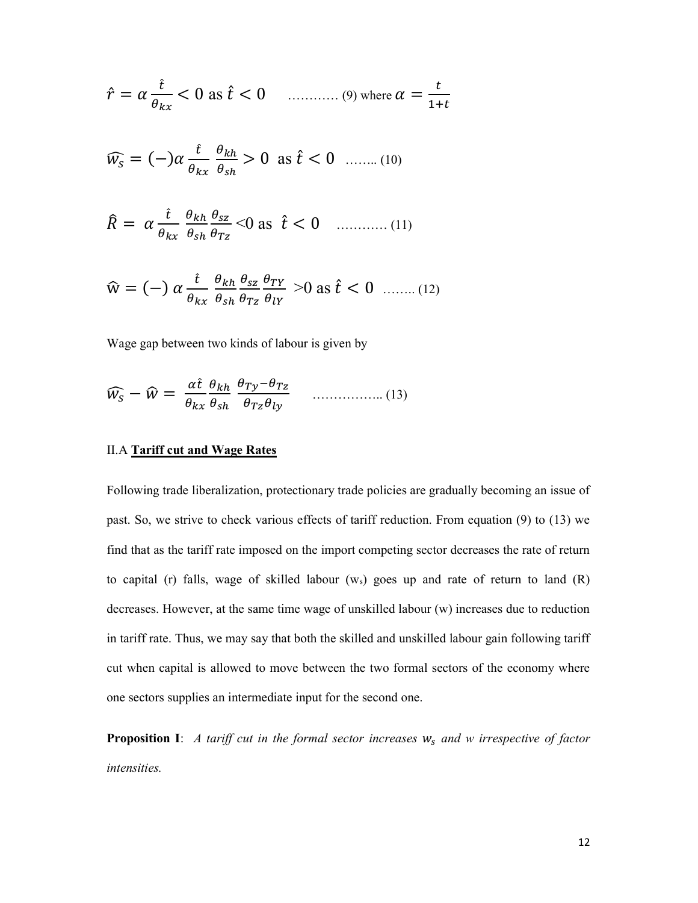$$\hat{r} = \alpha \frac{\hat{t}}{\theta_{kx}} < 0 \text{ as } \hat{t} < 0 \quad \text{………… (9) where } \alpha = \frac{t}{1+t}$$

$$\widehat{w_s} = (-)\alpha \frac{\hat{t}}{\theta_{kx}} \frac{\theta_{kh}}{\theta_{sh}} > 0 \text{ as } \hat{t} < 0 \quad \text{…….. (10)}$$

$$\hat{R} = \alpha \frac{\hat{t}}{\theta_{kx}} \frac{\theta_{kh}}{\theta_{sh}} \frac{\theta_{sz}}{\theta_{Tz}} < 0 \text{ as } \hat{t} < 0 \quad \text{………… (11)}$$

$$\hat{w} = (-)\, \alpha \frac{\hat{t}}{\theta_{kx}} \frac{\theta_{kh}}{\theta_{sh}} \frac{\theta_{sz}}{\theta_{Tz}} \frac{\theta_{TY}}{\theta_{lY}} > 0 \text{ as } \hat{t} < 0 \quad \text{…….. (12)}$$

Wage gap between two kinds of labour is given by

$$\widehat{w_s} - \hat{w} = \frac{\alpha \hat{t}}{\theta_{kx}} \frac{\theta_{kh}}{\theta_{sh}} \frac{\theta_{Ty} - \theta_{Tz}}{\theta_{Tz}\theta_{ly}} \quad \text{…………….. (13)}$$

II.A **Tariff cut and Wage Rates**

Following trade liberalization, protectionary trade policies are gradually becoming an issue of past. So, we strive to check various effects of tariff reduction. From equation (9) to (13) we find that as the tariff rate imposed on the import competing sector decreases the rate of return to capital (r) falls, wage of skilled labour ($w_s$) goes up and rate of return to land (R) decreases. However, at the same time wage of unskilled labour (w) increases due to reduction in tariff rate. Thus, we may say that both the skilled and unskilled labour gain following tariff cut when capital is allowed to move between the two formal sectors of the economy where one sectors supplies an intermediate input for the second one.

**Proposition I**: *A tariff cut in the formal sector increases $w_s$ and w irrespective of factor intensities.*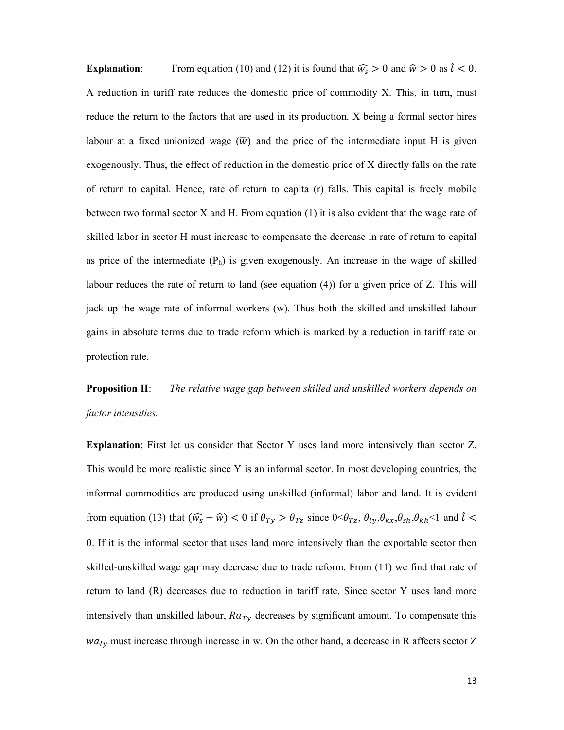**Explanation**: From equation (10) and (12) it is found that $\widehat{w_s} > 0$ and $\widehat{w} > 0$ as $\hat{t} < 0$. A reduction in tariff rate reduces the domestic price of commodity X. This, in turn, must reduce the return to the factors that are used in its production. X being a formal sector hires labour at a fixed unionized wage ($\overline{w}$) and the price of the intermediate input H is given exogenously. Thus, the effect of reduction in the domestic price of X directly falls on the rate of return to capital. Hence, rate of return to capita (r) falls. This capital is freely mobile between two formal sector X and H. From equation (1) it is also evident that the wage rate of skilled labor in sector H must increase to compensate the decrease in rate of return to capital as price of the intermediate ($P_h$) is given exogenously. An increase in the wage of skilled labour reduces the rate of return to land (see equation (4)) for a given price of Z. This will jack up the wage rate of informal workers (w). Thus both the skilled and unskilled labour gains in absolute terms due to trade reform which is marked by a reduction in tariff rate or protection rate.

**Proposition II**: *The relative wage gap between skilled and unskilled workers depends on factor intensities.*

**Explanation**: First let us consider that Sector Y uses land more intensively than sector Z. This would be more realistic since Y is an informal sector. In most developing countries, the informal commodities are produced using unskilled (informal) labor and land. It is evident from equation (13) that $(\widehat{w_s} - \widehat{w}) < 0$ if $\theta_{Ty} > \theta_{Tz}$ since $0 < \theta_{Tz}, \theta_{ly}, \theta_{kx}, \theta_{sh}, \theta_{kh} < 1$ and $\hat{t} < 0$. If it is the informal sector that uses land more intensively than the exportable sector then skilled-unskilled wage gap may decrease due to trade reform. From (11) we find that rate of return to land (R) decreases due to reduction in tariff rate. Since sector Y uses land more intensively than unskilled labour, $Ra_{Ty}$ decreases by significant amount. To compensate this $wa_{ly}$ must increase through increase in w. On the other hand, a decrease in R affects sector Z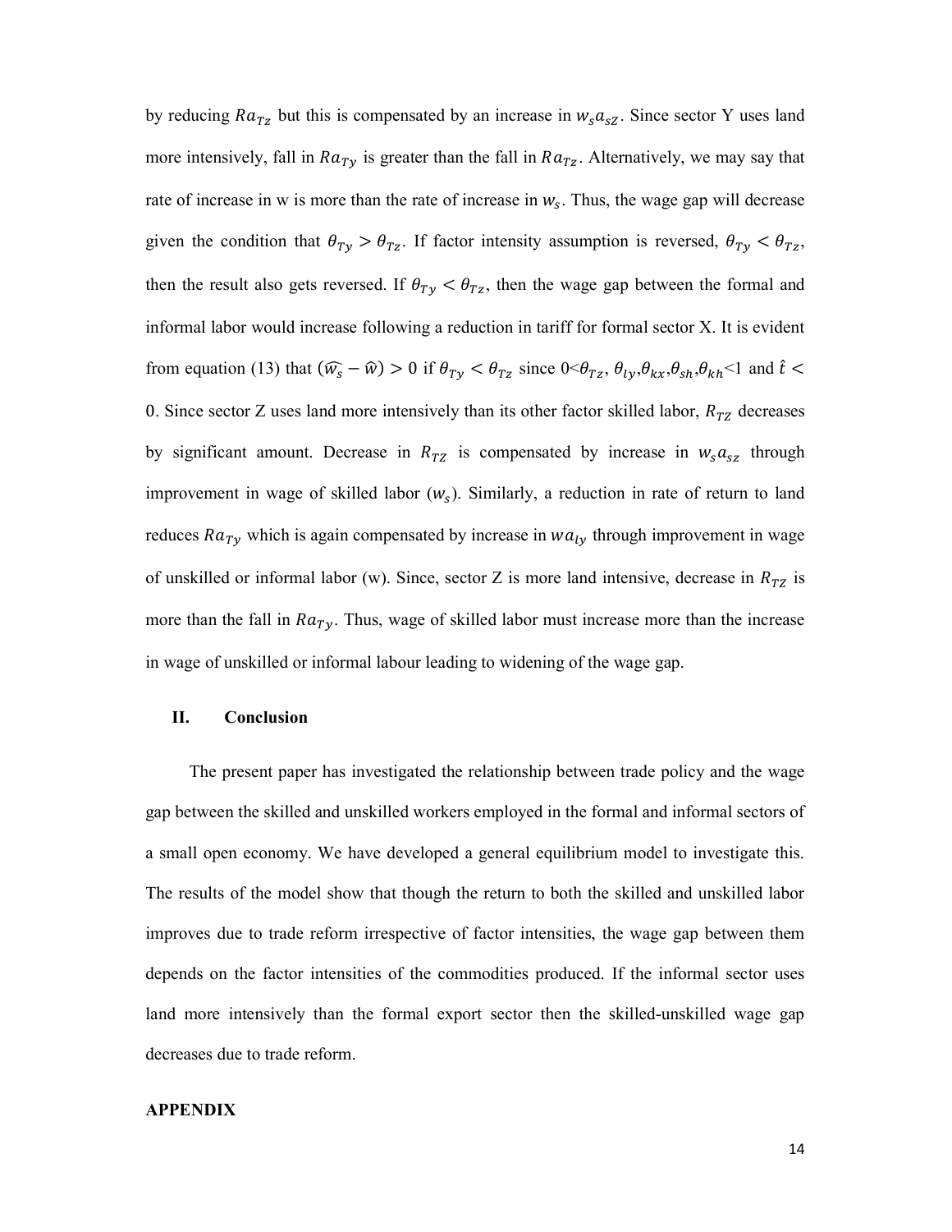by reducing $Ra_{Tz}$ but this is compensated by an increase in $w_s a_{sZ}$. Since sector Y uses land more intensively, fall in $Ra_{Ty}$ is greater than the fall in $Ra_{Tz}$. Alternatively, we may say that rate of increase in w is more than the rate of increase in $w_s$. Thus, the wage gap will decrease given the condition that $\theta_{Ty} > \theta_{Tz}$. If factor intensity assumption is reversed, $\theta_{Ty} < \theta_{Tz}$, then the result also gets reversed. If $\theta_{Ty} < \theta_{Tz}$, then the wage gap between the formal and informal labor would increase following a reduction in tariff for formal sector X. It is evident from equation (13) that $(\widehat{w_s} - \widehat{w}) > 0$ if $\theta_{Ty} < \theta_{Tz}$ since $0<\theta_{Tz}, \theta_{ly}, \theta_{kx}, \theta_{sh}, \theta_{kh}<1$ and $\hat{t} < 0$. Since sector Z uses land more intensively than its other factor skilled labor, $R_{TZ}$ decreases by significant amount. Decrease in $R_{TZ}$ is compensated by increase in $w_s a_{sz}$ through improvement in wage of skilled labor ($w_s$). Similarly, a reduction in rate of return to land reduces $Ra_{Ty}$ which is again compensated by increase in $wa_{ly}$ through improvement in wage of unskilled or informal labor (w). Since, sector Z is more land intensive, decrease in $R_{TZ}$ is more than the fall in $Ra_{Ty}$. Thus, wage of skilled labor must increase more than the increase in wage of unskilled or informal labour leading to widening of the wage gap.

## II. Conclusion

The present paper has investigated the relationship between trade policy and the wage gap between the skilled and unskilled workers employed in the formal and informal sectors of a small open economy. We have developed a general equilibrium model to investigate this. The results of the model show that though the return to both the skilled and unskilled labor improves due to trade reform irrespective of factor intensities, the wage gap between them depends on the factor intensities of the commodities produced. If the informal sector uses land more intensively than the formal export sector then the skilled-unskilled wage gap decreases due to trade reform.

**APPENDIX**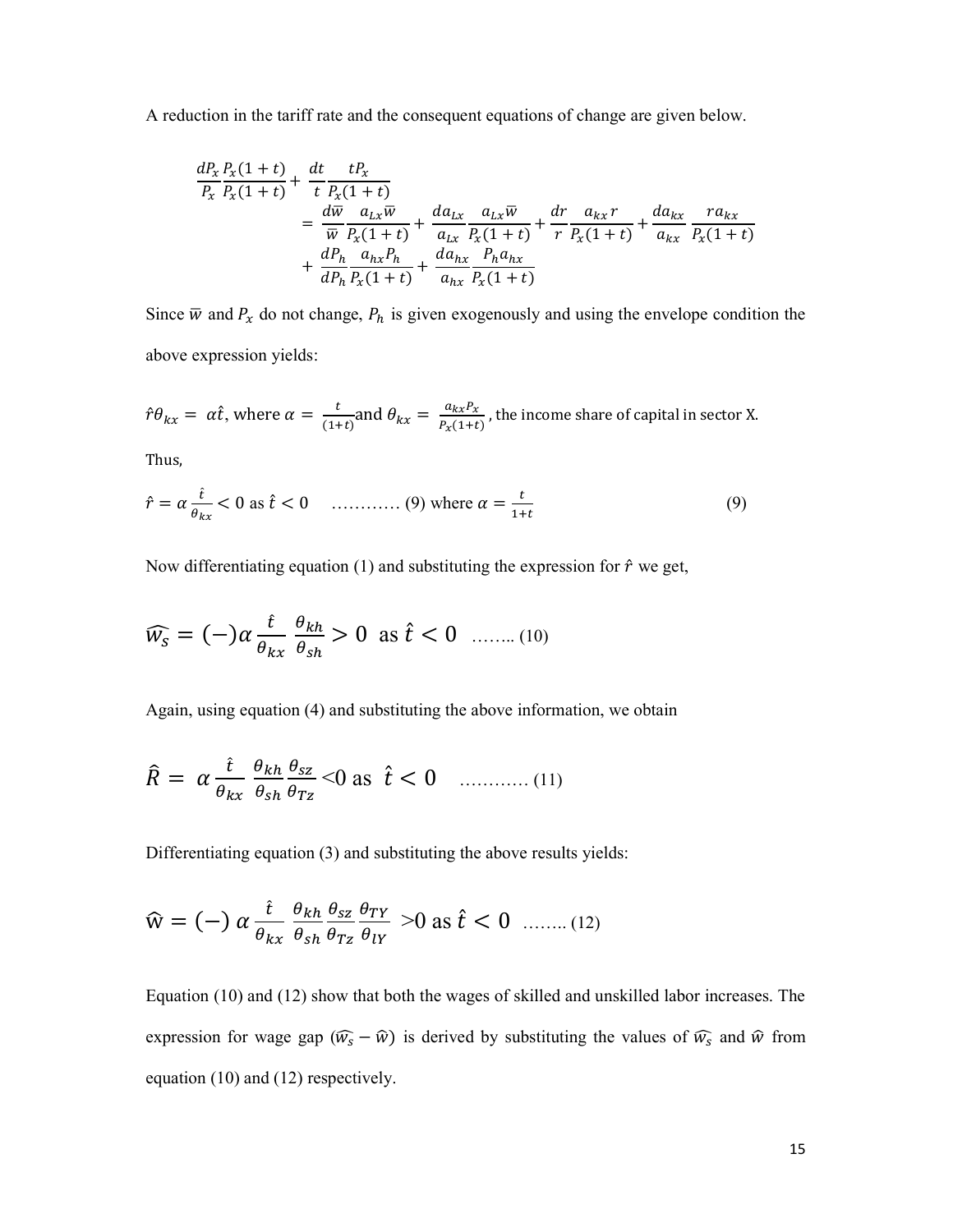A reduction in the tariff rate and the consequent equations of change are given below.

$$
\begin{aligned}
&\frac{dP_x}{P_x}\frac{P_x(1+t)}{P_x(1+t)} + \frac{dt}{t}\frac{tP_x}{P_x(1+t)} \\
&\quad = \frac{d\bar{w}}{\bar{w}}\frac{a_{Lx}\bar{w}}{P_x(1+t)} + \frac{da_{Lx}}{a_{Lx}}\frac{a_{Lx}\bar{w}}{P_x(1+t)} + \frac{dr}{r}\frac{a_{kx}r}{P_x(1+t)} + \frac{da_{kx}}{a_{kx}}\frac{ra_{kx}}{P_x(1+t)} \\
&\quad + \frac{dP_h}{dP_h}\frac{a_{hx}P_h}{P_x(1+t)} + \frac{da_{hx}}{a_{hx}}\frac{P_h a_{hx}}{P_x(1+t)}
\end{aligned}
$$

Since $\bar{w}$ and $P_x$ do not change, $P_h$ is given exogenously and using the envelope condition the above expression yields:

$\hat{r}\theta_{kx} = \alpha\hat{t}$, where $\alpha = \frac{t}{(1+t)}$ and $\theta_{kx} = \frac{a_{kx}P_x}{P_x(1+t)}$, the income share of capital in sector X.

Thus,

$\hat{r} = \alpha\frac{\hat{t}}{\theta_{kx}} < 0$ as $\hat{t} < 0$ ………… (9) where $\alpha = \frac{t}{1+t}$ (9)

Now differentiating equation (1) and substituting the expression for $\hat{r}$ we get,

$$\widehat{w_s} = (-)\alpha\frac{\hat{t}}{\theta_{kx}}\frac{\theta_{kh}}{\theta_{sh}} > 0 \text{ as } \hat{t} < 0 \quad \text{…….. (10)}$$

Again, using equation (4) and substituting the above information, we obtain

$$\hat{R} = \alpha\frac{\hat{t}}{\theta_{kx}}\frac{\theta_{kh}}{\theta_{sh}}\frac{\theta_{sz}}{\theta_{Tz}} < 0 \text{ as } \hat{t} < 0 \quad \text{………… (11)}$$

Differentiating equation (3) and substituting the above results yields:

$$\hat{w} = (-)\,\alpha\frac{\hat{t}}{\theta_{kx}}\frac{\theta_{kh}}{\theta_{sh}}\frac{\theta_{sz}}{\theta_{Tz}}\frac{\theta_{TY}}{\theta_{lY}} > 0 \text{ as } \hat{t} < 0 \quad \text{…….. (12)}$$

Equation (10) and (12) show that both the wages of skilled and unskilled labor increases. The expression for wage gap ($\widehat{w_s} - \hat{w}$) is derived by substituting the values of $\widehat{w_s}$ and $\hat{w}$ from equation (10) and (12) respectively.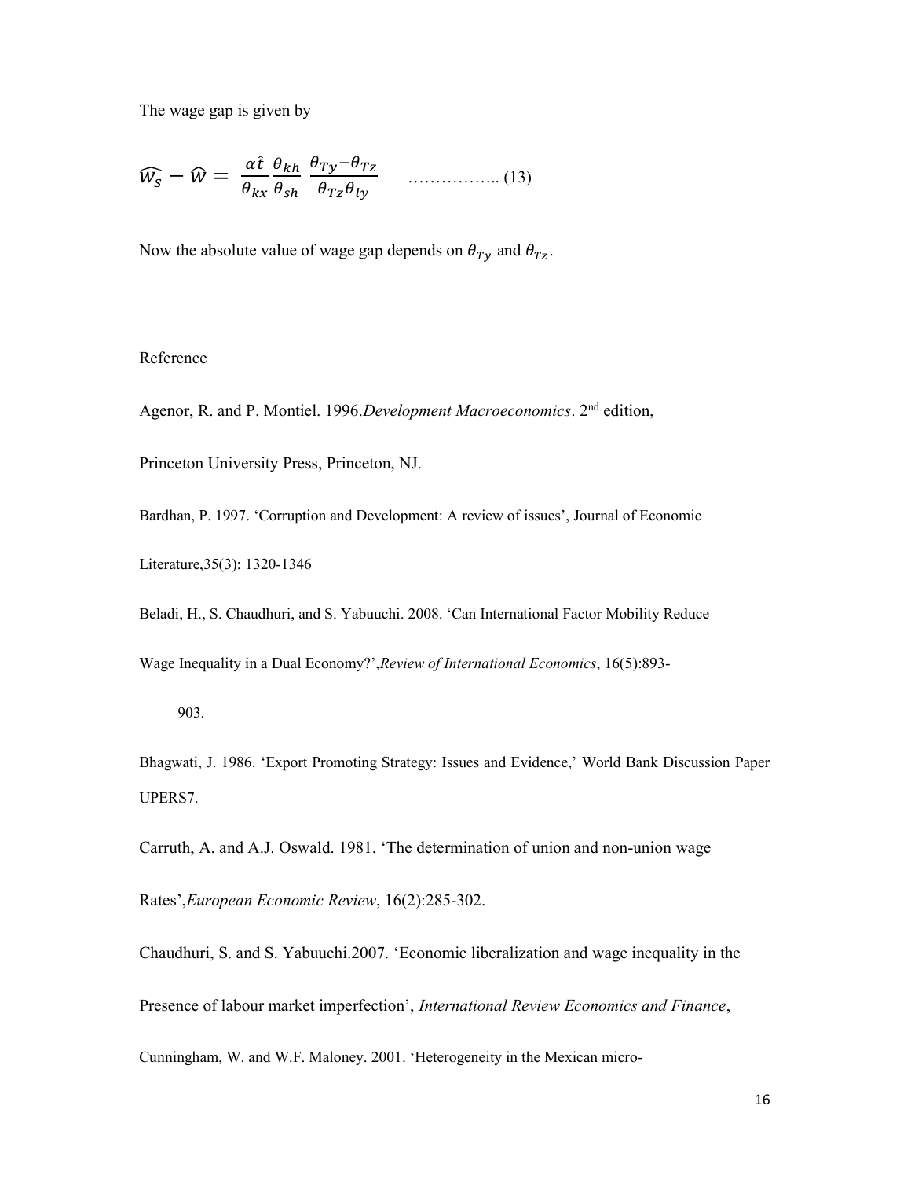The wage gap is given by

$$\widehat{w_s} - \widehat{w} = \frac{\alpha \hat{t}}{\theta_{kx}} \frac{\theta_{kh}}{\theta_{sh}} \frac{\theta_{Ty} - \theta_{Tz}}{\theta_{Tz}\theta_{ly}} \quad \text{……………..} \ (13)$$

Now the absolute value of wage gap depends on $\theta_{Ty}$ and $\theta_{Tz}$.

Reference

Agenor, R. and P. Montiel. 1996. *Development Macroeconomics*. 2nd edition, Princeton University Press, Princeton, NJ.

Bardhan, P. 1997. 'Corruption and Development: A review of issues', Journal of Economic Literature,35(3): 1320-1346

Beladi, H., S. Chaudhuri, and S. Yabuuchi. 2008. 'Can International Factor Mobility Reduce Wage Inequality in a Dual Economy?', *Review of International Economics*, 16(5):893-903.

Bhagwati, J. 1986. 'Export Promoting Strategy: Issues and Evidence,' World Bank Discussion Paper UPERS7.

Carruth, A. and A.J. Oswald. 1981. 'The determination of union and non-union wage Rates', *European Economic Review*, 16(2):285-302.

Chaudhuri, S. and S. Yabuuchi.2007. 'Economic liberalization and wage inequality in the Presence of labour market imperfection', *International Review Economics and Finance*,

Cunningham, W. and W.F. Maloney. 2001. 'Heterogeneity in the Mexican micro-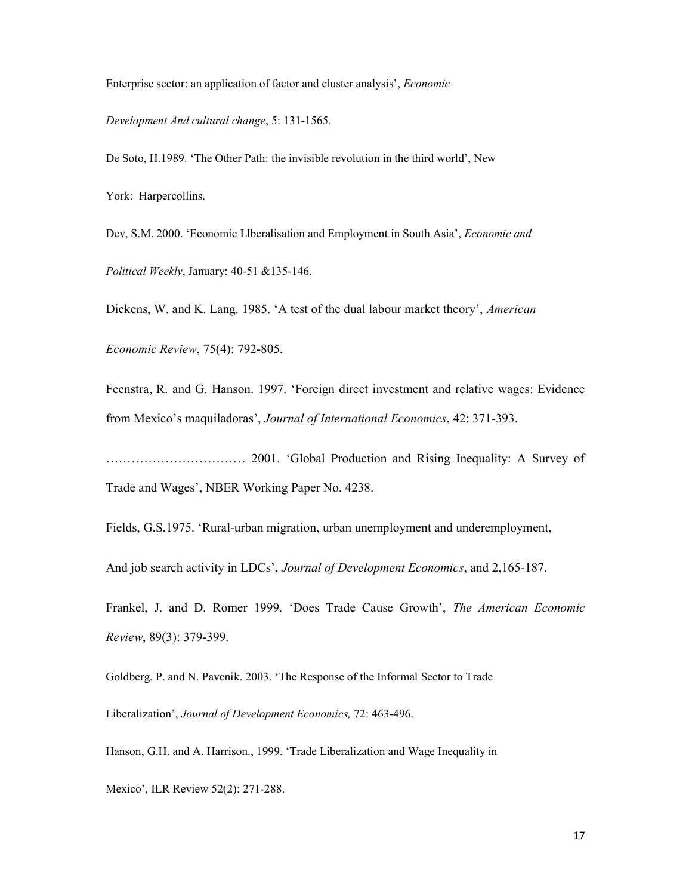Enterprise sector: an application of factor and cluster analysis', *Economic Development And cultural change*, 5: 131-1565.

De Soto, H.1989. 'The Other Path: the invisible revolution in the third world', New York: Harpercollins.

Dev, S.M. 2000. 'Economic Llberalisation and Employment in South Asia', *Economic and Political Weekly*, January: 40-51 &135-146.

Dickens, W. and K. Lang. 1985. 'A test of the dual labour market theory', *American Economic Review*, 75(4): 792-805.

Feenstra, R. and G. Hanson. 1997. 'Foreign direct investment and relative wages: Evidence from Mexico's maquiladoras', *Journal of International Economics*, 42: 371-393.

…………………………… 2001. 'Global Production and Rising Inequality: A Survey of Trade and Wages', NBER Working Paper No. 4238.

Fields, G.S.1975. 'Rural-urban migration, urban unemployment and underemployment, And job search activity in LDCs', *Journal of Development Economics*, and 2,165-187.

Frankel, J. and D. Romer 1999. 'Does Trade Cause Growth', *The American Economic Review*, 89(3): 379-399.

Goldberg, P. and N. Pavcnik. 2003. 'The Response of the Informal Sector to Trade Liberalization', *Journal of Development Economics,* 72: 463-496.

Hanson, G.H. and A. Harrison., 1999. 'Trade Liberalization and Wage Inequality in Mexico', ILR Review 52(2): 271-288.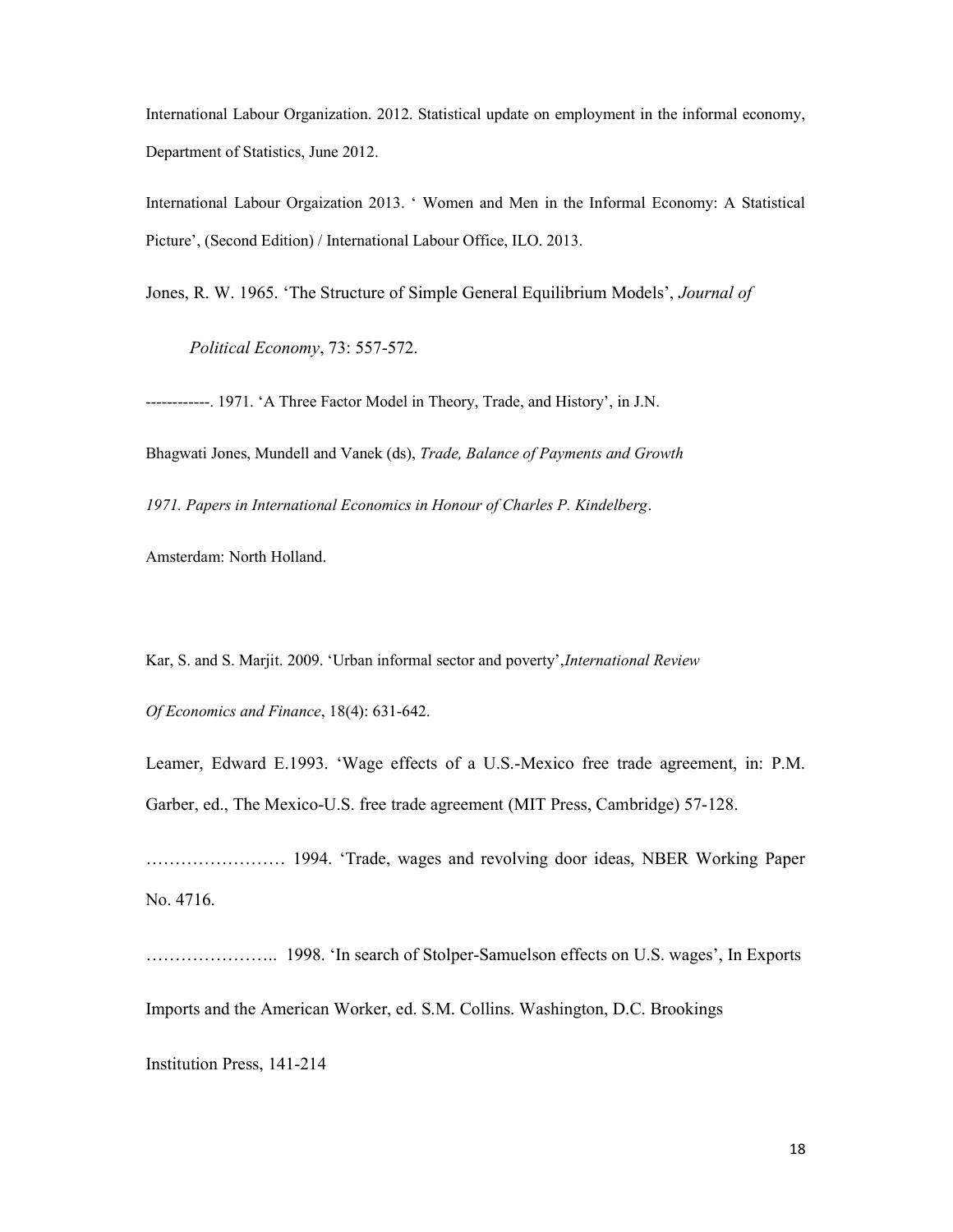International Labour Organization. 2012. Statistical update on employment in the informal economy, Department of Statistics, June 2012.

International Labour Orgaization 2013. ' Women and Men in the Informal Economy: A Statistical Picture', (Second Edition) / International Labour Office, ILO. 2013.

Jones, R. W. 1965. 'The Structure of Simple General Equilibrium Models', *Journal of Political Economy*, 73: 557-572.

------------. 1971. 'A Three Factor Model in Theory, Trade, and History', in J.N. Bhagwati Jones, Mundell and Vanek (ds), *Trade, Balance of Payments and Growth 1971. Papers in International Economics in Honour of Charles P. Kindelberg*. Amsterdam: North Holland.

Kar, S. and S. Marjit. 2009. 'Urban informal sector and poverty',*International Review Of Economics and Finance*, 18(4): 631-642.

Leamer, Edward E.1993. 'Wage effects of a U.S.-Mexico free trade agreement, in: P.M. Garber, ed., The Mexico-U.S. free trade agreement (MIT Press, Cambridge) 57-128.

…………………… 1994. 'Trade, wages and revolving door ideas, NBER Working Paper No. 4716.

………………….. 1998. 'In search of Stolper-Samuelson effects on U.S. wages', In Exports Imports and the American Worker, ed. S.M. Collins. Washington, D.C. Brookings Institution Press, 141-214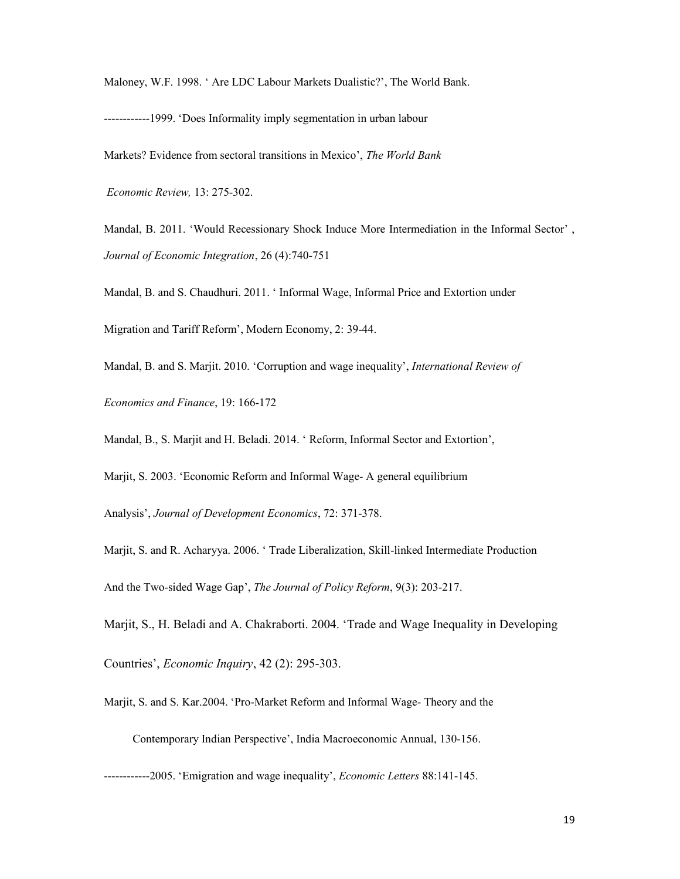Maloney, W.F. 1998. ' Are LDC Labour Markets Dualistic?', The World Bank.

------------1999. 'Does Informality imply segmentation in urban labour Markets? Evidence from sectoral transitions in Mexico', *The World Bank Economic Review,* 13: 275-302.

Mandal, B. 2011. 'Would Recessionary Shock Induce More Intermediation in the Informal Sector' , *Journal of Economic Integration*, 26 (4):740-751

Mandal, B. and S. Chaudhuri. 2011. ' Informal Wage, Informal Price and Extortion under Migration and Tariff Reform', Modern Economy, 2: 39-44.

Mandal, B. and S. Marjit. 2010. 'Corruption and wage inequality', *International Review of Economics and Finance*, 19: 166-172

Mandal, B., S. Marjit and H. Beladi. 2014. ' Reform, Informal Sector and Extortion',

Marjit, S. 2003. 'Economic Reform and Informal Wage- A general equilibrium Analysis', *Journal of Development Economics*, 72: 371-378.

Marjit, S. and R. Acharyya. 2006. ' Trade Liberalization, Skill-linked Intermediate Production And the Two-sided Wage Gap', *The Journal of Policy Reform*, 9(3): 203-217.

Marjit, S., H. Beladi and A. Chakraborti. 2004. 'Trade and Wage Inequality in Developing Countries', *Economic Inquiry*, 42 (2): 295-303.

Marjit, S. and S. Kar.2004. 'Pro-Market Reform and Informal Wage- Theory and the Contemporary Indian Perspective', India Macroeconomic Annual, 130-156.

------------2005. 'Emigration and wage inequality', *Economic Letters* 88:141-145.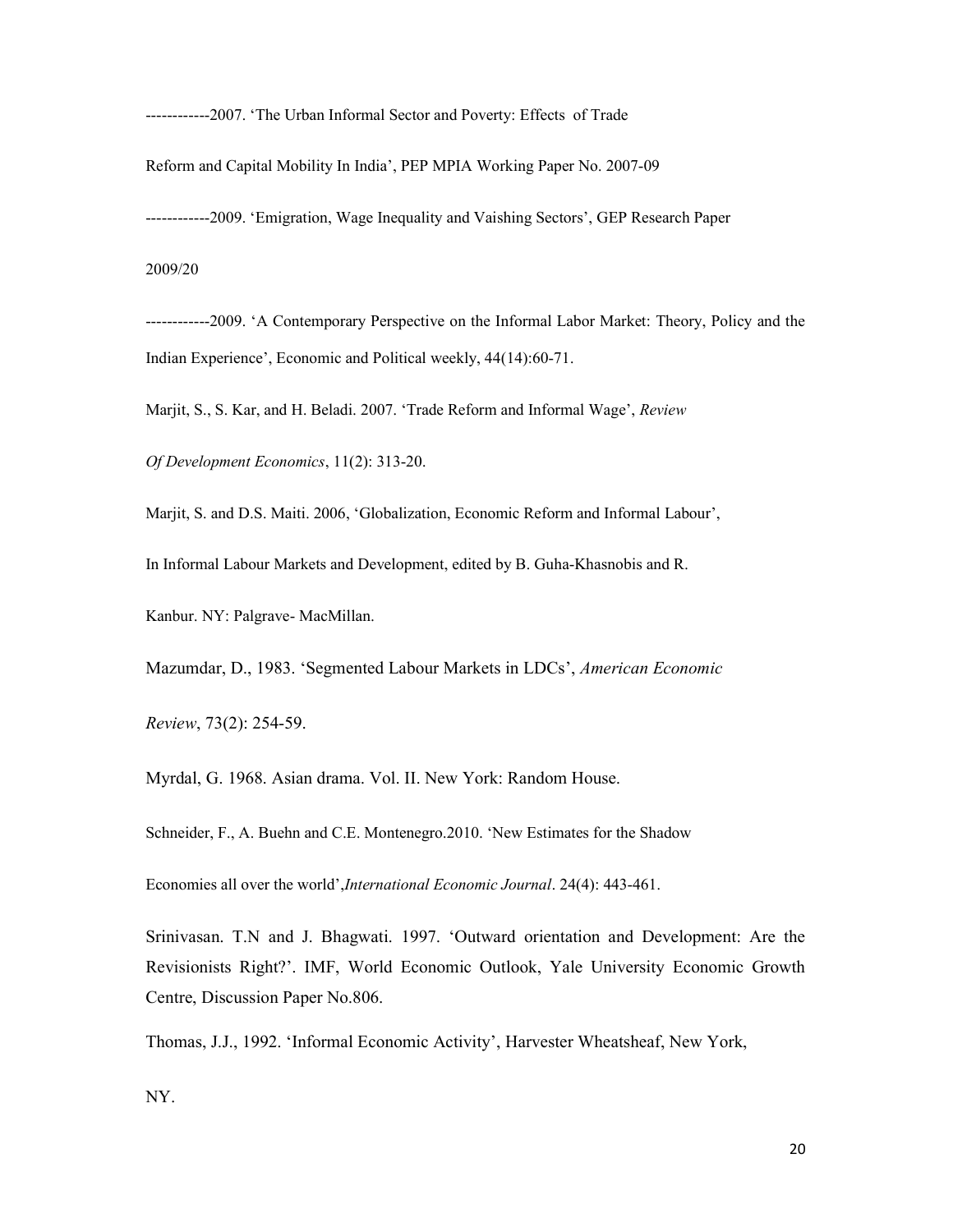------------2007. 'The Urban Informal Sector and Poverty: Effects of Trade Reform and Capital Mobility In India', PEP MPIA Working Paper No. 2007-09

------------2009. 'Emigration, Wage Inequality and Vaishing Sectors', GEP Research Paper 2009/20

------------2009. 'A Contemporary Perspective on the Informal Labor Market: Theory, Policy and the Indian Experience', Economic and Political weekly, 44(14):60-71.

Marjit, S., S. Kar, and H. Beladi. 2007. 'Trade Reform and Informal Wage', *Review Of Development Economics*, 11(2): 313-20.

Marjit, S. and D.S. Maiti. 2006, 'Globalization, Economic Reform and Informal Labour', In Informal Labour Markets and Development, edited by B. Guha-Khasnobis and R. Kanbur. NY: Palgrave- MacMillan.

Mazumdar, D., 1983. 'Segmented Labour Markets in LDCs', *American Economic Review*, 73(2): 254-59.

Myrdal, G. 1968. Asian drama. Vol. II. New York: Random House.

Schneider, F., A. Buehn and C.E. Montenegro.2010. 'New Estimates for the Shadow Economies all over the world',*International Economic Journal*. 24(4): 443-461.

Srinivasan. T.N and J. Bhagwati. 1997. 'Outward orientation and Development: Are the Revisionists Right?'. IMF, World Economic Outlook, Yale University Economic Growth Centre, Discussion Paper No.806.

Thomas, J.J., 1992. 'Informal Economic Activity', Harvester Wheatsheaf, New York, NY.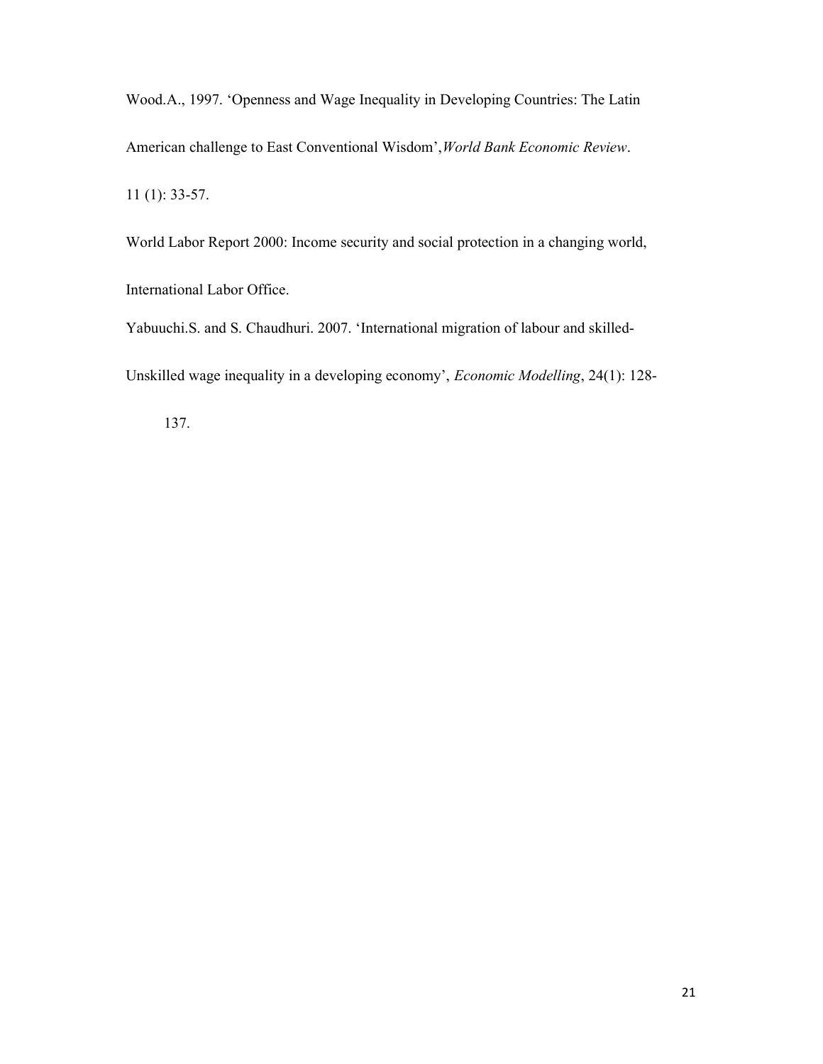Wood.A., 1997. 'Openness and Wage Inequality in Developing Countries: The Latin American challenge to East Conventional Wisdom', *World Bank Economic Review*. 11 (1): 33-57.

World Labor Report 2000: Income security and social protection in a changing world, International Labor Office.

Yabuuchi.S. and S. Chaudhuri. 2007. 'International migration of labour and skilled-Unskilled wage inequality in a developing economy', *Economic Modelling*, 24(1): 128-137.